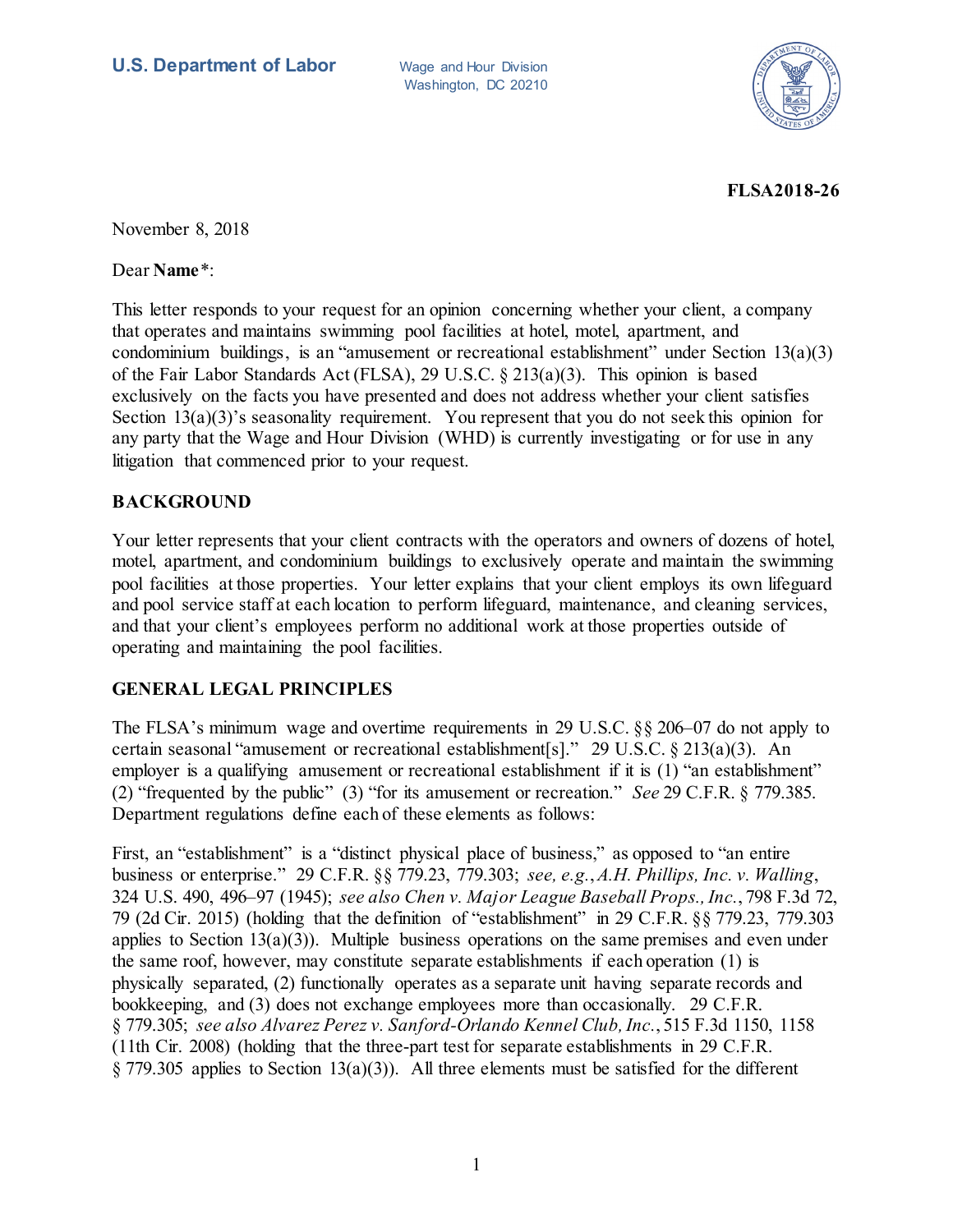**U.S. Department of Labor** Wage and Hour Division
Washington, DC 20210

**FLSA2018-26**

November 8, 2018

Dear **Name***:

This letter responds to your request for an opinion concerning whether your client, a company that operates and maintains swimming pool facilities at hotel, motel, apartment, and condominium buildings, is an "amusement or recreational establishment" under Section 13(a)(3) of the Fair Labor Standards Act (FLSA), 29 U.S.C. § 213(a)(3). This opinion is based exclusively on the facts you have presented and does not address whether your client satisfies Section 13(a)(3)'s seasonality requirement. You represent that you do not seek this opinion for any party that the Wage and Hour Division (WHD) is currently investigating or for use in any litigation that commenced prior to your request.

## BACKGROUND

Your letter represents that your client contracts with the operators and owners of dozens of hotel, motel, apartment, and condominium buildings to exclusively operate and maintain the swimming pool facilities at those properties. Your letter explains that your client employs its own lifeguard and pool service staff at each location to perform lifeguard, maintenance, and cleaning services, and that your client's employees perform no additional work at those properties outside of operating and maintaining the pool facilities.

## GENERAL LEGAL PRINCIPLES

The FLSA's minimum wage and overtime requirements in 29 U.S.C. §§ 206–07 do not apply to certain seasonal "amusement or recreational establishment[s]." 29 U.S.C. § 213(a)(3). An employer is a qualifying amusement or recreational establishment if it is (1) "an establishment" (2) "frequented by the public" (3) "for its amusement or recreation." *See* 29 C.F.R. § 779.385. Department regulations define each of these elements as follows:

First, an "establishment" is a "distinct physical place of business," as opposed to "an entire business or enterprise." 29 C.F.R. §§ 779.23, 779.303; *see, e.g.*, *A.H. Phillips, Inc. v. Walling*, 324 U.S. 490, 496–97 (1945); *see also Chen v. Major League Baseball Props., Inc.*, 798 F.3d 72, 79 (2d Cir. 2015) (holding that the definition of "establishment" in 29 C.F.R. §§ 779.23, 779.303 applies to Section 13(a)(3)). Multiple business operations on the same premises and even under the same roof, however, may constitute separate establishments if each operation (1) is physically separated, (2) functionally operates as a separate unit having separate records and bookkeeping, and (3) does not exchange employees more than occasionally. 29 C.F.R. § 779.305; *see also Alvarez Perez v. Sanford-Orlando Kennel Club, Inc.*, 515 F.3d 1150, 1158 (11th Cir. 2008) (holding that the three-part test for separate establishments in 29 C.F.R. § 779.305 applies to Section 13(a)(3)). All three elements must be satisfied for the different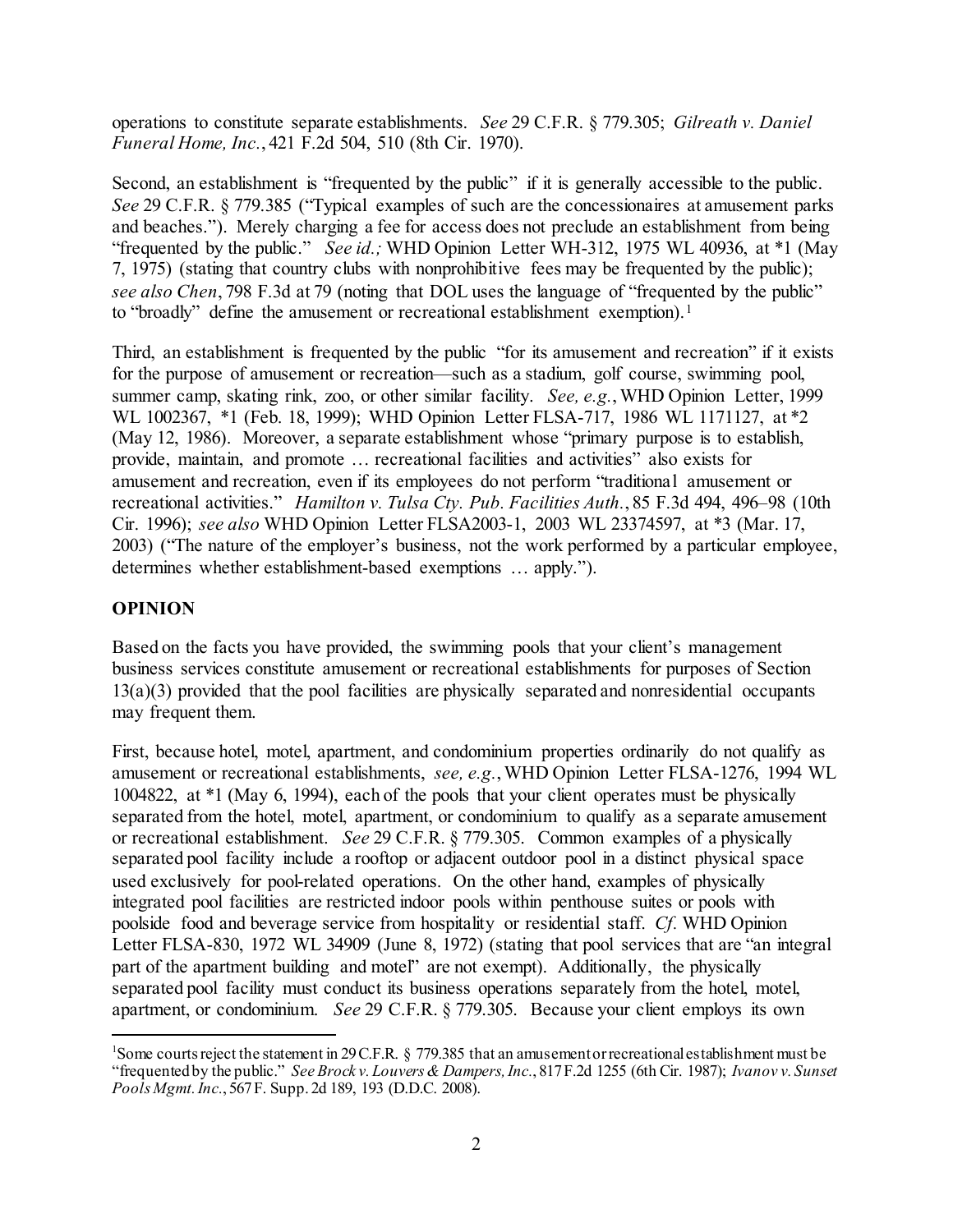operations to constitute separate establishments. *See* 29 C.F.R. § 779.305; *Gilreath v. Daniel Funeral Home, Inc.*, 421 F.2d 504, 510 (8th Cir. 1970).

Second, an establishment is "frequented by the public" if it is generally accessible to the public. *See* 29 C.F.R. § 779.385 ("Typical examples of such are the concessionaires at amusement parks and beaches."). Merely charging a fee for access does not preclude an establishment from being "frequented by the public." *See id.;* WHD Opinion Letter WH-312, 1975 WL 40936, at *1 (May 7, 1975) (stating that country clubs with nonprohibitive fees may be frequented by the public); *see also Chen*, 798 F.3d at 79 (noting that DOL uses the language of "frequented by the public" to "broadly" define the amusement or recreational establishment exemption).[1]

Third, an establishment is frequented by the public "for its amusement and recreation" if it exists for the purpose of amusement or recreation—such as a stadium, golf course, swimming pool, summer camp, skating rink, zoo, or other similar facility. *See, e.g.*, WHD Opinion Letter, 1999 WL 1002367, *1 (Feb. 18, 1999); WHD Opinion Letter FLSA-717, 1986 WL 1171127, at *2 (May 12, 1986). Moreover, a separate establishment whose "primary purpose is to establish, provide, maintain, and promote … recreational facilities and activities" also exists for amusement and recreation, even if its employees do not perform "traditional amusement or recreational activities." *Hamilton v. Tulsa Cty. Pub. Facilities Auth.*, 85 F.3d 494, 496–98 (10th Cir. 1996); *see also* WHD Opinion Letter FLSA2003-1, 2003 WL 23374597, at *3 (Mar. 17, 2003) ("The nature of the employer's business, not the work performed by a particular employee, determines whether establishment-based exemptions … apply.").

## OPINION

Based on the facts you have provided, the swimming pools that your client's management business services constitute amusement or recreational establishments for purposes of Section 13(a)(3) provided that the pool facilities are physically separated and nonresidential occupants may frequent them.

First, because hotel, motel, apartment, and condominium properties ordinarily do not qualify as amusement or recreational establishments, *see, e.g.*, WHD Opinion Letter FLSA-1276, 1994 WL 1004822, at *1 (May 6, 1994), each of the pools that your client operates must be physically separated from the hotel, motel, apartment, or condominium to qualify as a separate amusement or recreational establishment. *See* 29 C.F.R. § 779.305. Common examples of a physically separated pool facility include a rooftop or adjacent outdoor pool in a distinct physical space used exclusively for pool-related operations. On the other hand, examples of physically integrated pool facilities are restricted indoor pools within penthouse suites or pools with poolside food and beverage service from hospitality or residential staff. *Cf.* WHD Opinion Letter FLSA-830, 1972 WL 34909 (June 8, 1972) (stating that pool services that are "an integral part of the apartment building and motel" are not exempt). Additionally, the physically separated pool facility must conduct its business operations separately from the hotel, motel, apartment, or condominium. *See* 29 C.F.R. § 779.305. Because your client employs its own

---

[1] Some courts reject the statement in 29 C.F.R. § 779.385 that an amusement or recreational establishment must be "frequented by the public." *See Brock v. Louvers & Dampers, Inc.*, 817 F.2d 1255 (6th Cir. 1987); *Ivanov v. Sunset Pools Mgmt. Inc.*, 567 F. Supp. 2d 189, 193 (D.D.C. 2008).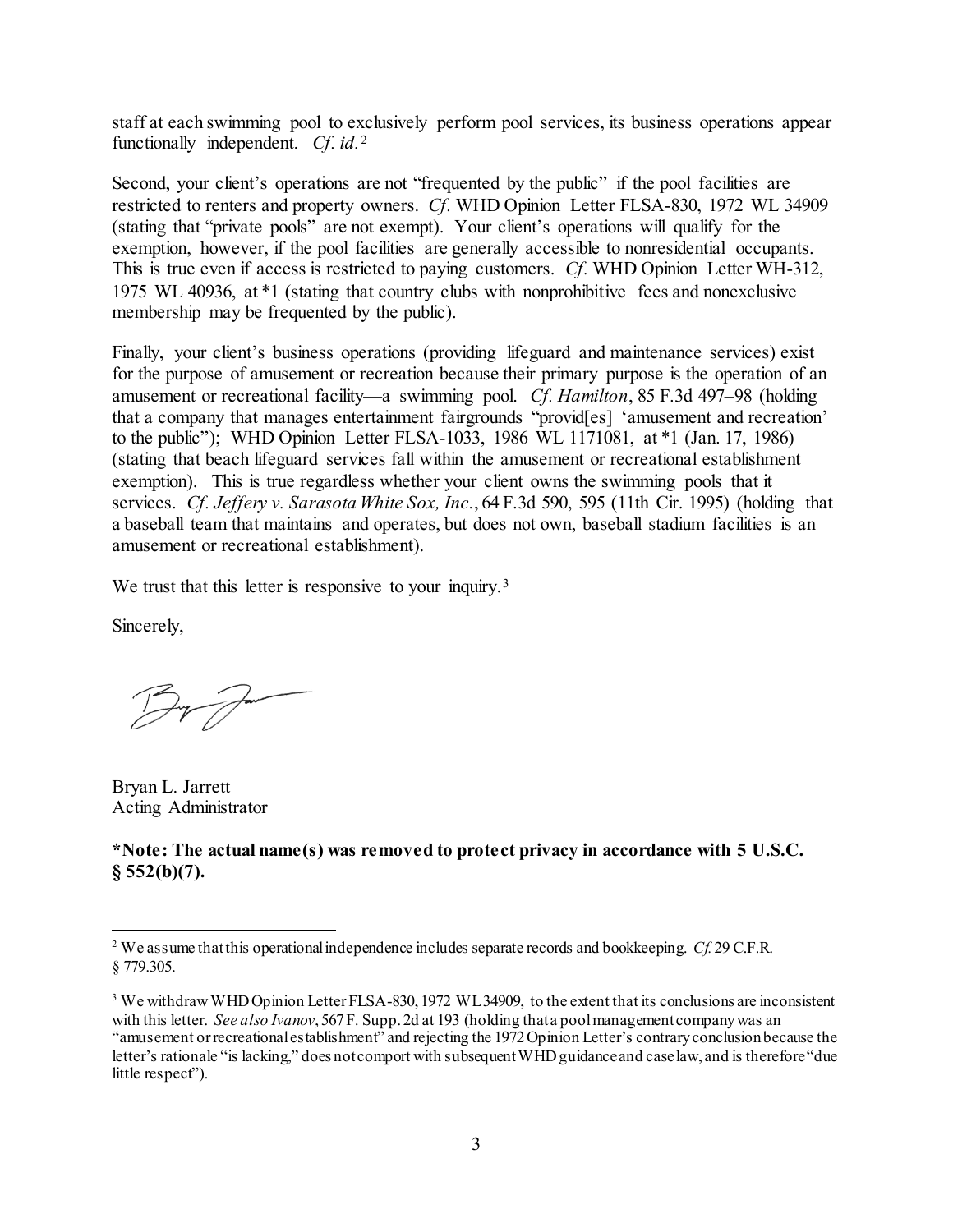staff at each swimming pool to exclusively perform pool services, its business operations appear functionally independent. *Cf. id.*[2]

Second, your client's operations are not "frequented by the public" if the pool facilities are restricted to renters and property owners. *Cf.* WHD Opinion Letter FLSA-830, 1972 WL 34909 (stating that "private pools" are not exempt). Your client's operations will qualify for the exemption, however, if the pool facilities are generally accessible to nonresidential occupants. This is true even if access is restricted to paying customers. *Cf.* WHD Opinion Letter WH-312, 1975 WL 40936, at *1 (stating that country clubs with nonprohibitive fees and nonexclusive membership may be frequented by the public).

Finally, your client's business operations (providing lifeguard and maintenance services) exist for the purpose of amusement or recreation because their primary purpose is the operation of an amusement or recreational facility—a swimming pool. *Cf. Hamilton*, 85 F.3d 497–98 (holding that a company that manages entertainment fairgrounds "provid[es] 'amusement and recreation' to the public"); WHD Opinion Letter FLSA-1033, 1986 WL 1171081, at *1 (Jan. 17, 1986) (stating that beach lifeguard services fall within the amusement or recreational establishment exemption). This is true regardless whether your client owns the swimming pools that it services. *Cf. Jeffery v. Sarasota White Sox, Inc.*, 64 F.3d 590, 595 (11th Cir. 1995) (holding that a baseball team that maintains and operates, but does not own, baseball stadium facilities is an amusement or recreational establishment).

We trust that this letter is responsive to your inquiry.[3]

Sincerely,

Bryan L. Jarrett
Acting Administrator

**\*Note: The actual name(s) was removed to protect privacy in accordance with 5 U.S.C. § 552(b)(7).**

---

[2] We assume that this operational independence includes separate records and bookkeeping. *Cf.* 29 C.F.R. § 779.305.

[3] We withdraw WHD Opinion Letter FLSA-830, 1972 WL 34909, to the extent that its conclusions are inconsistent with this letter. *See also Ivanov*, 567 F. Supp. 2d at 193 (holding that a pool management company was an "amusement or recreational establishment" and rejecting the 1972 Opinion Letter's contrary conclusion because the letter's rationale "is lacking," does not comport with subsequent WHD guidance and case law, and is therefore "due little respect").